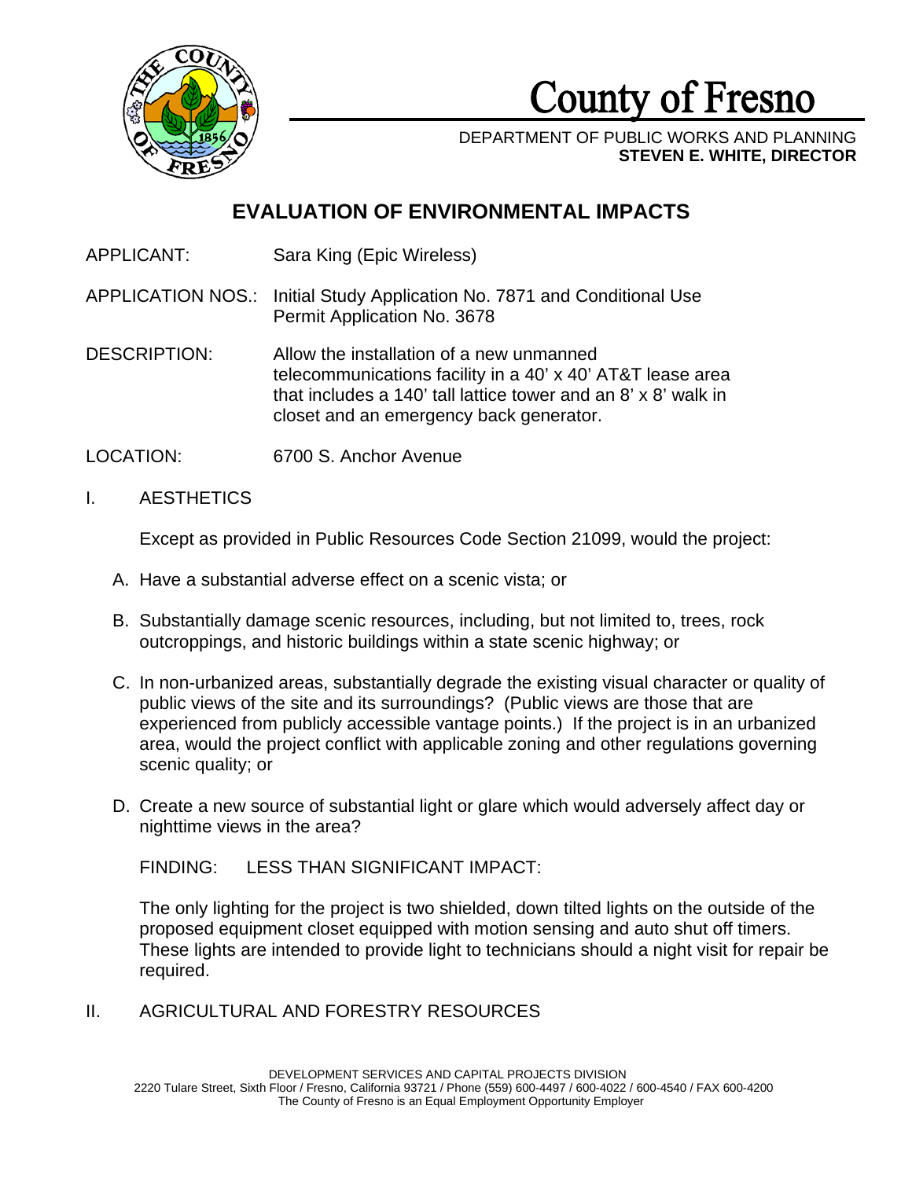# County of Fresno

DEPARTMENT OF PUBLIC WORKS AND PLANNING
**STEVEN E. WHITE, DIRECTOR**

## EVALUATION OF ENVIRONMENTAL IMPACTS

APPLICANT: Sara King (Epic Wireless)

APPLICATION NOS.: Initial Study Application No. 7871 and Conditional Use Permit Application No. 3678

DESCRIPTION: Allow the installation of a new unmanned telecommunications facility in a 40' x 40' AT&T lease area that includes a 140' tall lattice tower and an 8' x 8' walk in closet and an emergency back generator.

LOCATION: 6700 S. Anchor Avenue

I. AESTHETICS

Except as provided in Public Resources Code Section 21099, would the project:

A. Have a substantial adverse effect on a scenic vista; or

B. Substantially damage scenic resources, including, but not limited to, trees, rock outcroppings, and historic buildings within a state scenic highway; or

C. In non-urbanized areas, substantially degrade the existing visual character or quality of public views of the site and its surroundings? (Public views are those that are experienced from publicly accessible vantage points.) If the project is in an urbanized area, would the project conflict with applicable zoning and other regulations governing scenic quality; or

D. Create a new source of substantial light or glare which would adversely affect day or nighttime views in the area?

FINDING: LESS THAN SIGNIFICANT IMPACT:

The only lighting for the project is two shielded, down tilted lights on the outside of the proposed equipment closet equipped with motion sensing and auto shut off timers. These lights are intended to provide light to technicians should a night visit for repair be required.

II. AGRICULTURAL AND FORESTRY RESOURCES

DEVELOPMENT SERVICES AND CAPITAL PROJECTS DIVISION
2220 Tulare Street, Sixth Floor / Fresno, California 93721 / Phone (559) 600-4497 / 600-4022 / 600-4540 / FAX 600-4200
The County of Fresno is an Equal Employment Opportunity Employer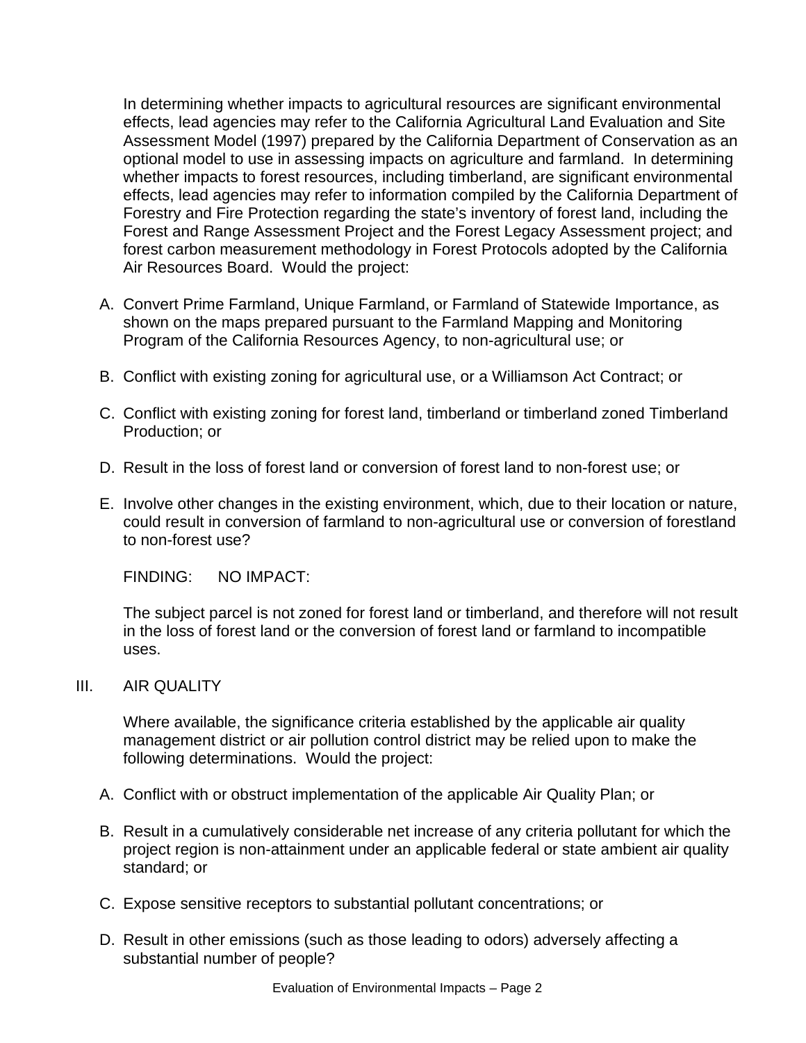In determining whether impacts to agricultural resources are significant environmental effects, lead agencies may refer to the California Agricultural Land Evaluation and Site Assessment Model (1997) prepared by the California Department of Conservation as an optional model to use in assessing impacts on agriculture and farmland. In determining whether impacts to forest resources, including timberland, are significant environmental effects, lead agencies may refer to information compiled by the California Department of Forestry and Fire Protection regarding the state's inventory of forest land, including the Forest and Range Assessment Project and the Forest Legacy Assessment project; and forest carbon measurement methodology in Forest Protocols adopted by the California Air Resources Board. Would the project:

A. Convert Prime Farmland, Unique Farmland, or Farmland of Statewide Importance, as shown on the maps prepared pursuant to the Farmland Mapping and Monitoring Program of the California Resources Agency, to non-agricultural use; or

B. Conflict with existing zoning for agricultural use, or a Williamson Act Contract; or

C. Conflict with existing zoning for forest land, timberland or timberland zoned Timberland Production; or

D. Result in the loss of forest land or conversion of forest land to non-forest use; or

E. Involve other changes in the existing environment, which, due to their location or nature, could result in conversion of farmland to non-agricultural use or conversion of forestland to non-forest use?

FINDING: NO IMPACT:

The subject parcel is not zoned for forest land or timberland, and therefore will not result in the loss of forest land or the conversion of forest land or farmland to incompatible uses.

## III. AIR QUALITY

Where available, the significance criteria established by the applicable air quality management district or air pollution control district may be relied upon to make the following determinations. Would the project:

A. Conflict with or obstruct implementation of the applicable Air Quality Plan; or

B. Result in a cumulatively considerable net increase of any criteria pollutant for which the project region is non-attainment under an applicable federal or state ambient air quality standard; or

C. Expose sensitive receptors to substantial pollutant concentrations; or

D. Result in other emissions (such as those leading to odors) adversely affecting a substantial number of people?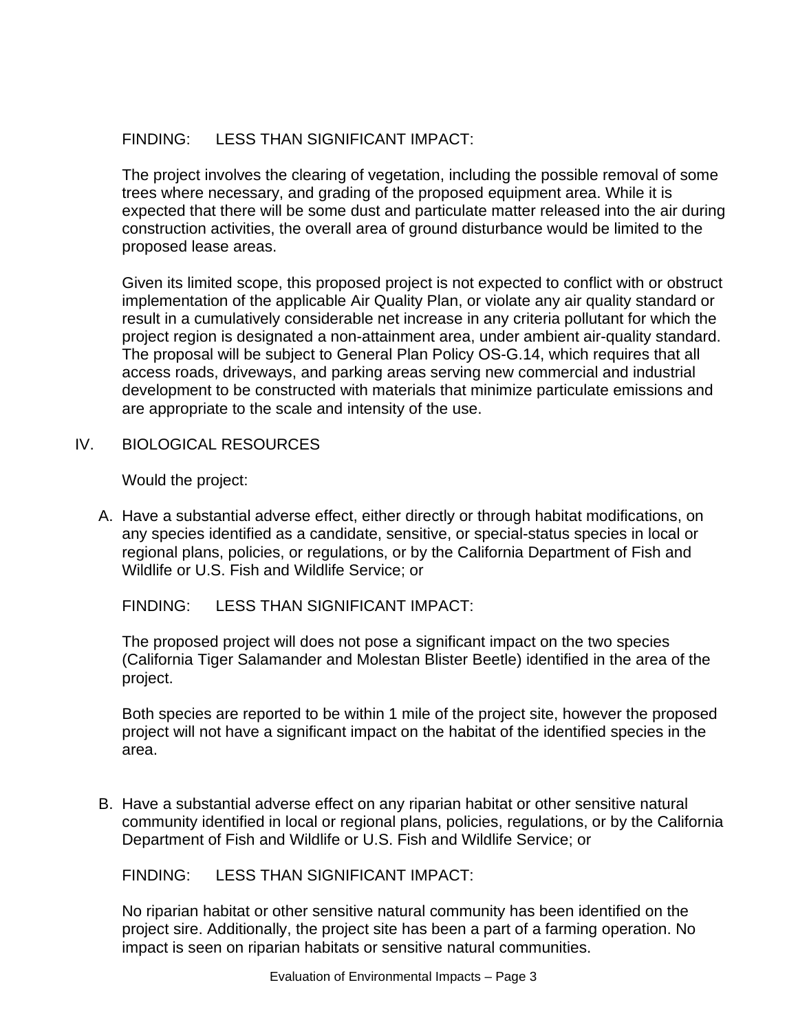FINDING: LESS THAN SIGNIFICANT IMPACT:

The project involves the clearing of vegetation, including the possible removal of some trees where necessary, and grading of the proposed equipment area. While it is expected that there will be some dust and particulate matter released into the air during construction activities, the overall area of ground disturbance would be limited to the proposed lease areas.

Given its limited scope, this proposed project is not expected to conflict with or obstruct implementation of the applicable Air Quality Plan, or violate any air quality standard or result in a cumulatively considerable net increase in any criteria pollutant for which the project region is designated a non-attainment area, under ambient air-quality standard. The proposal will be subject to General Plan Policy OS-G.14, which requires that all access roads, driveways, and parking areas serving new commercial and industrial development to be constructed with materials that minimize particulate emissions and are appropriate to the scale and intensity of the use.

## IV. BIOLOGICAL RESOURCES

Would the project:

A. Have a substantial adverse effect, either directly or through habitat modifications, on any species identified as a candidate, sensitive, or special-status species in local or regional plans, policies, or regulations, or by the California Department of Fish and Wildlife or U.S. Fish and Wildlife Service; or

FINDING: LESS THAN SIGNIFICANT IMPACT:

The proposed project will does not pose a significant impact on the two species (California Tiger Salamander and Molestan Blister Beetle) identified in the area of the project.

Both species are reported to be within 1 mile of the project site, however the proposed project will not have a significant impact on the habitat of the identified species in the area.

B. Have a substantial adverse effect on any riparian habitat or other sensitive natural community identified in local or regional plans, policies, regulations, or by the California Department of Fish and Wildlife or U.S. Fish and Wildlife Service; or

FINDING: LESS THAN SIGNIFICANT IMPACT:

No riparian habitat or other sensitive natural community has been identified on the project sire. Additionally, the project site has been a part of a farming operation. No impact is seen on riparian habitats or sensitive natural communities.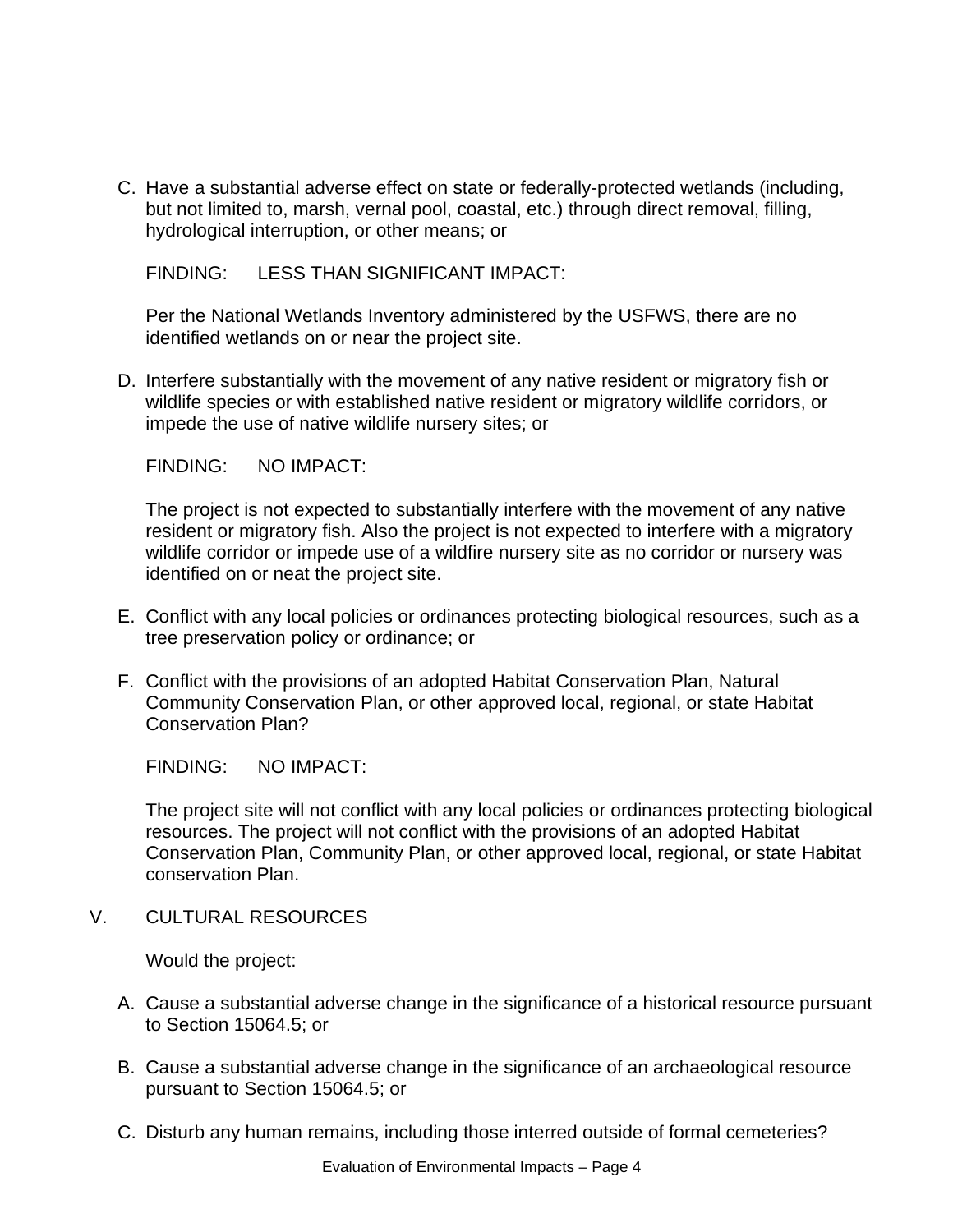C. Have a substantial adverse effect on state or federally-protected wetlands (including, but not limited to, marsh, vernal pool, coastal, etc.) through direct removal, filling, hydrological interruption, or other means; or

FINDING: LESS THAN SIGNIFICANT IMPACT:

Per the National Wetlands Inventory administered by the USFWS, there are no identified wetlands on or near the project site.

D. Interfere substantially with the movement of any native resident or migratory fish or wildlife species or with established native resident or migratory wildlife corridors, or impede the use of native wildlife nursery sites; or

FINDING: NO IMPACT:

The project is not expected to substantially interfere with the movement of any native resident or migratory fish. Also the project is not expected to interfere with a migratory wildlife corridor or impede use of a wildfire nursery site as no corridor or nursery was identified on or neat the project site.

E. Conflict with any local policies or ordinances protecting biological resources, such as a tree preservation policy or ordinance; or

F. Conflict with the provisions of an adopted Habitat Conservation Plan, Natural Community Conservation Plan, or other approved local, regional, or state Habitat Conservation Plan?

FINDING: NO IMPACT:

The project site will not conflict with any local policies or ordinances protecting biological resources. The project will not conflict with the provisions of an adopted Habitat Conservation Plan, Community Plan, or other approved local, regional, or state Habitat conservation Plan.

## V. CULTURAL RESOURCES

Would the project:

A. Cause a substantial adverse change in the significance of a historical resource pursuant to Section 15064.5; or

B. Cause a substantial adverse change in the significance of an archaeological resource pursuant to Section 15064.5; or

C. Disturb any human remains, including those interred outside of formal cemeteries?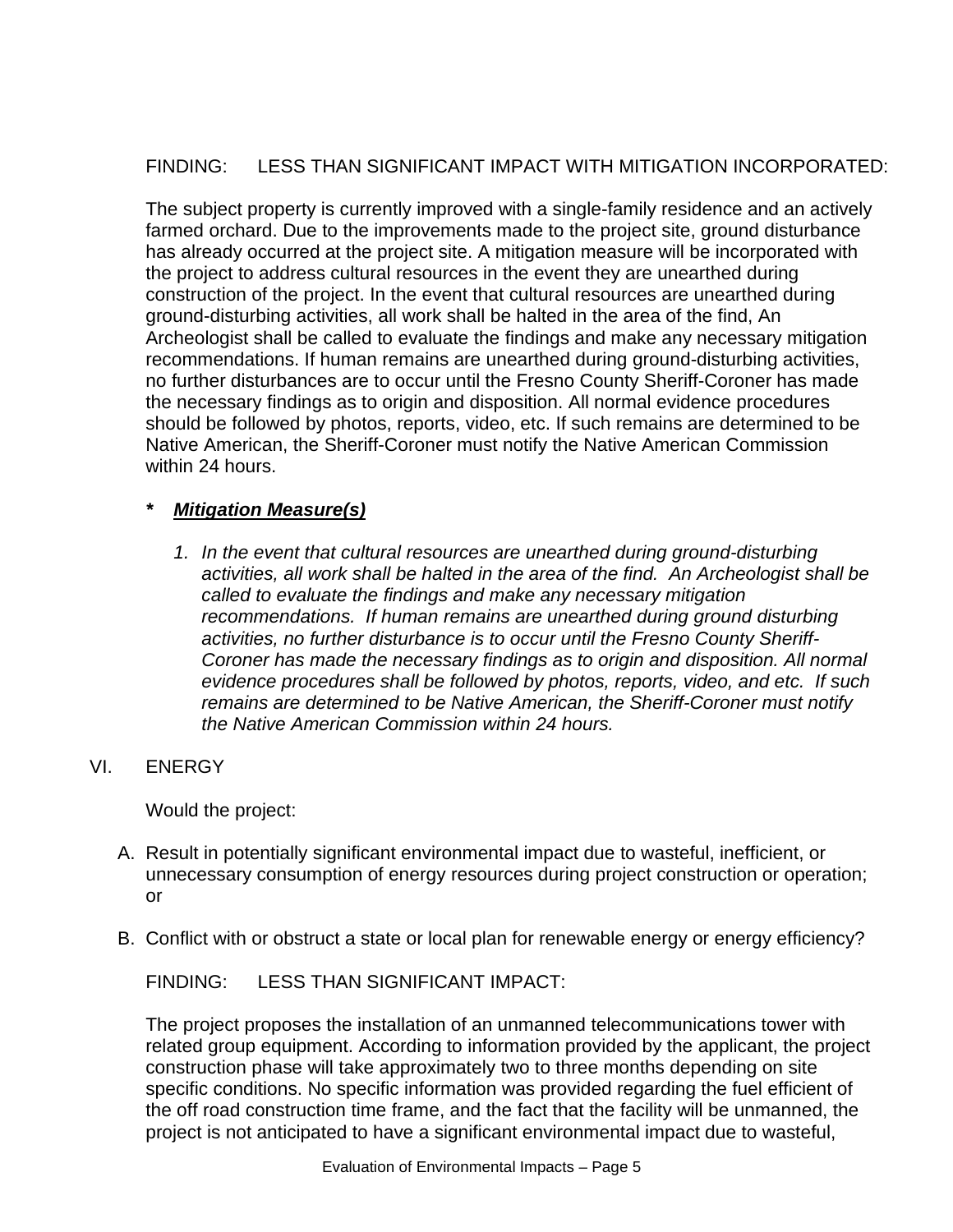FINDING: LESS THAN SIGNIFICANT IMPACT WITH MITIGATION INCORPORATED:

The subject property is currently improved with a single-family residence and an actively farmed orchard. Due to the improvements made to the project site, ground disturbance has already occurred at the project site. A mitigation measure will be incorporated with the project to address cultural resources in the event they are unearthed during construction of the project. In the event that cultural resources are unearthed during ground-disturbing activities, all work shall be halted in the area of the find, An Archeologist shall be called to evaluate the findings and make any necessary mitigation recommendations. If human remains are unearthed during ground-disturbing activities, no further disturbances are to occur until the Fresno County Sheriff-Coroner has made the necessary findings as to origin and disposition. All normal evidence procedures should be followed by photos, reports, video, etc. If such remains are determined to be Native American, the Sheriff-Coroner must notify the Native American Commission within 24 hours.

**\*** ***Mitigation Measure(s)***

1. *In the event that cultural resources are unearthed during ground-disturbing activities, all work shall be halted in the area of the find. An Archeologist shall be called to evaluate the findings and make any necessary mitigation recommendations. If human remains are unearthed during ground disturbing activities, no further disturbance is to occur until the Fresno County Sheriff-Coroner has made the necessary findings as to origin and disposition. All normal evidence procedures shall be followed by photos, reports, video, and etc. If such remains are determined to be Native American, the Sheriff-Coroner must notify the Native American Commission within 24 hours.*

VI. ENERGY

Would the project:

A. Result in potentially significant environmental impact due to wasteful, inefficient, or unnecessary consumption of energy resources during project construction or operation; or

B. Conflict with or obstruct a state or local plan for renewable energy or energy efficiency?

FINDING: LESS THAN SIGNIFICANT IMPACT:

The project proposes the installation of an unmanned telecommunications tower with related group equipment. According to information provided by the applicant, the project construction phase will take approximately two to three months depending on site specific conditions. No specific information was provided regarding the fuel efficient of the off road construction time frame, and the fact that the facility will be unmanned, the project is not anticipated to have a significant environmental impact due to wasteful,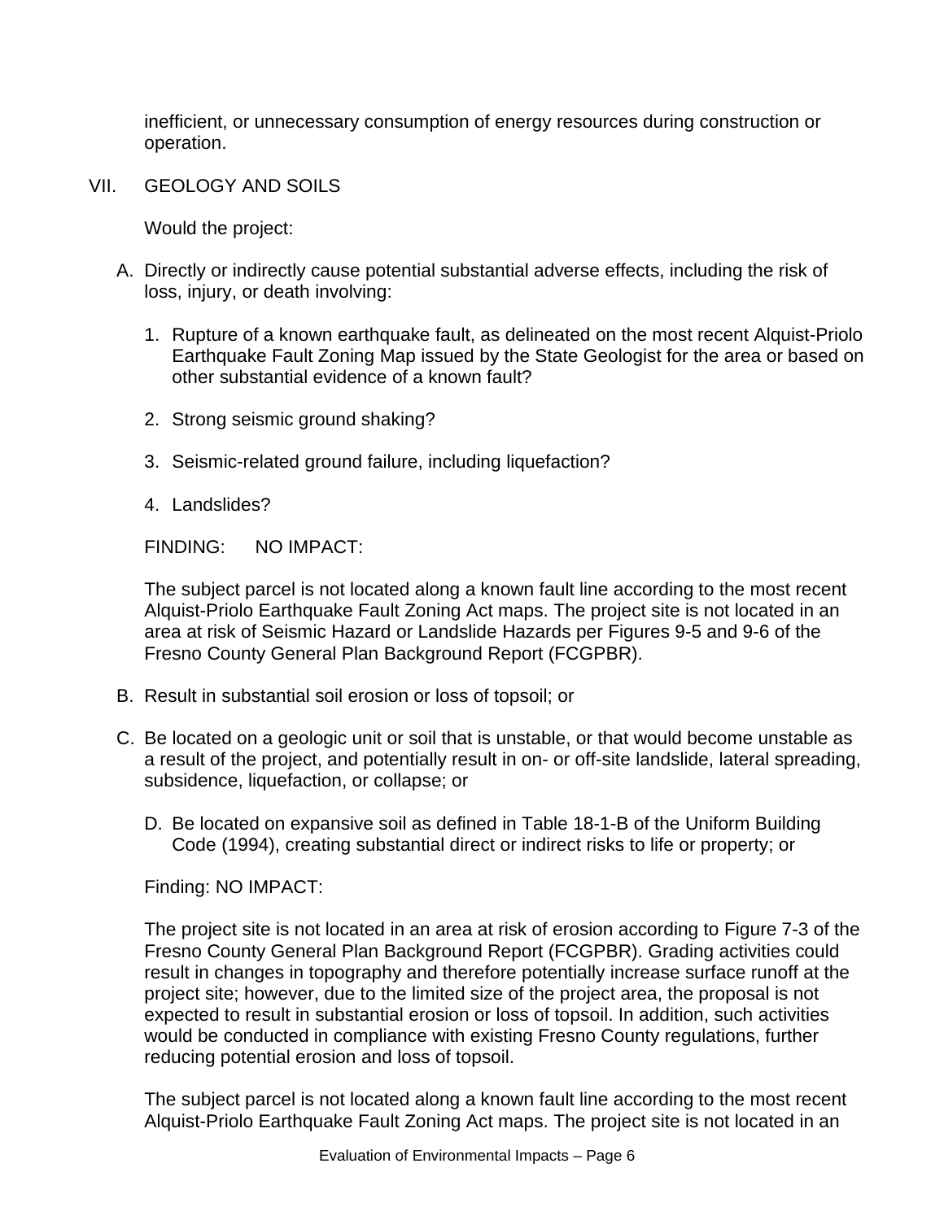inefficient, or unnecessary consumption of energy resources during construction or operation.

## VII. GEOLOGY AND SOILS

Would the project:

A. Directly or indirectly cause potential substantial adverse effects, including the risk of loss, injury, or death involving:

1. Rupture of a known earthquake fault, as delineated on the most recent Alquist-Priolo Earthquake Fault Zoning Map issued by the State Geologist for the area or based on other substantial evidence of a known fault?

2. Strong seismic ground shaking?

3. Seismic-related ground failure, including liquefaction?

4. Landslides?

FINDING: NO IMPACT:

The subject parcel is not located along a known fault line according to the most recent Alquist-Priolo Earthquake Fault Zoning Act maps. The project site is not located in an area at risk of Seismic Hazard or Landslide Hazards per Figures 9-5 and 9-6 of the Fresno County General Plan Background Report (FCGPBR).

B. Result in substantial soil erosion or loss of topsoil; or

C. Be located on a geologic unit or soil that is unstable, or that would become unstable as a result of the project, and potentially result in on- or off-site landslide, lateral spreading, subsidence, liquefaction, or collapse; or

D. Be located on expansive soil as defined in Table 18-1-B of the Uniform Building Code (1994), creating substantial direct or indirect risks to life or property; or

Finding: NO IMPACT:

The project site is not located in an area at risk of erosion according to Figure 7-3 of the Fresno County General Plan Background Report (FCGPBR). Grading activities could result in changes in topography and therefore potentially increase surface runoff at the project site; however, due to the limited size of the project area, the proposal is not expected to result in substantial erosion or loss of topsoil. In addition, such activities would be conducted in compliance with existing Fresno County regulations, further reducing potential erosion and loss of topsoil.

The subject parcel is not located along a known fault line according to the most recent Alquist-Priolo Earthquake Fault Zoning Act maps. The project site is not located in an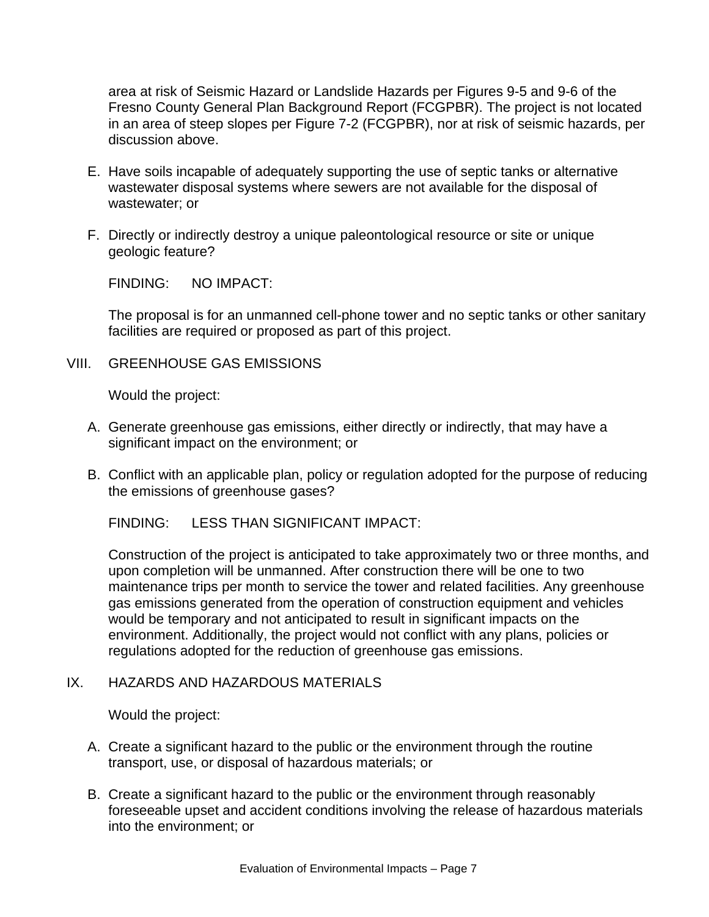area at risk of Seismic Hazard or Landslide Hazards per Figures 9-5 and 9-6 of the Fresno County General Plan Background Report (FCGPBR). The project is not located in an area of steep slopes per Figure 7-2 (FCGPBR), nor at risk of seismic hazards, per discussion above.

E. Have soils incapable of adequately supporting the use of septic tanks or alternative wastewater disposal systems where sewers are not available for the disposal of wastewater; or

F. Directly or indirectly destroy a unique paleontological resource or site or unique geologic feature?

FINDING: NO IMPACT:

The proposal is for an unmanned cell-phone tower and no septic tanks or other sanitary facilities are required or proposed as part of this project.

## VIII. GREENHOUSE GAS EMISSIONS

Would the project:

A. Generate greenhouse gas emissions, either directly or indirectly, that may have a significant impact on the environment; or

B. Conflict with an applicable plan, policy or regulation adopted for the purpose of reducing the emissions of greenhouse gases?

FINDING: LESS THAN SIGNIFICANT IMPACT:

Construction of the project is anticipated to take approximately two or three months, and upon completion will be unmanned. After construction there will be one to two maintenance trips per month to service the tower and related facilities. Any greenhouse gas emissions generated from the operation of construction equipment and vehicles would be temporary and not anticipated to result in significant impacts on the environment. Additionally, the project would not conflict with any plans, policies or regulations adopted for the reduction of greenhouse gas emissions.

## IX. HAZARDS AND HAZARDOUS MATERIALS

Would the project:

A. Create a significant hazard to the public or the environment through the routine transport, use, or disposal of hazardous materials; or

B. Create a significant hazard to the public or the environment through reasonably foreseeable upset and accident conditions involving the release of hazardous materials into the environment; or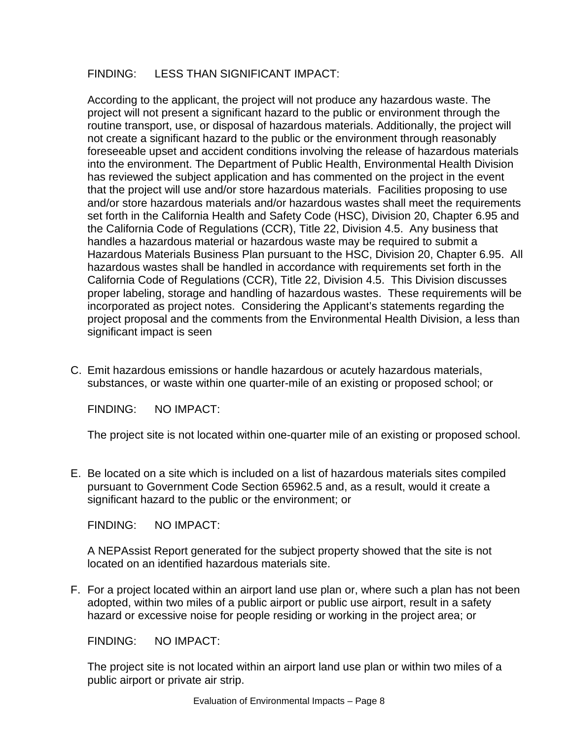FINDING: LESS THAN SIGNIFICANT IMPACT:

According to the applicant, the project will not produce any hazardous waste. The project will not present a significant hazard to the public or environment through the routine transport, use, or disposal of hazardous materials. Additionally, the project will not create a significant hazard to the public or the environment through reasonably foreseeable upset and accident conditions involving the release of hazardous materials into the environment. The Department of Public Health, Environmental Health Division has reviewed the subject application and has commented on the project in the event that the project will use and/or store hazardous materials. Facilities proposing to use and/or store hazardous materials and/or hazardous wastes shall meet the requirements set forth in the California Health and Safety Code (HSC), Division 20, Chapter 6.95 and the California Code of Regulations (CCR), Title 22, Division 4.5. Any business that handles a hazardous material or hazardous waste may be required to submit a Hazardous Materials Business Plan pursuant to the HSC, Division 20, Chapter 6.95. All hazardous wastes shall be handled in accordance with requirements set forth in the California Code of Regulations (CCR), Title 22, Division 4.5. This Division discusses proper labeling, storage and handling of hazardous wastes. These requirements will be incorporated as project notes. Considering the Applicant's statements regarding the project proposal and the comments from the Environmental Health Division, a less than significant impact is seen

C. Emit hazardous emissions or handle hazardous or acutely hazardous materials, substances, or waste within one quarter-mile of an existing or proposed school; or

FINDING: NO IMPACT:

The project site is not located within one-quarter mile of an existing or proposed school.

E. Be located on a site which is included on a list of hazardous materials sites compiled pursuant to Government Code Section 65962.5 and, as a result, would it create a significant hazard to the public or the environment; or

FINDING: NO IMPACT:

A NEPAssist Report generated for the subject property showed that the site is not located on an identified hazardous materials site.

F. For a project located within an airport land use plan or, where such a plan has not been adopted, within two miles of a public airport or public use airport, result in a safety hazard or excessive noise for people residing or working in the project area; or

FINDING: NO IMPACT:

The project site is not located within an airport land use plan or within two miles of a public airport or private air strip.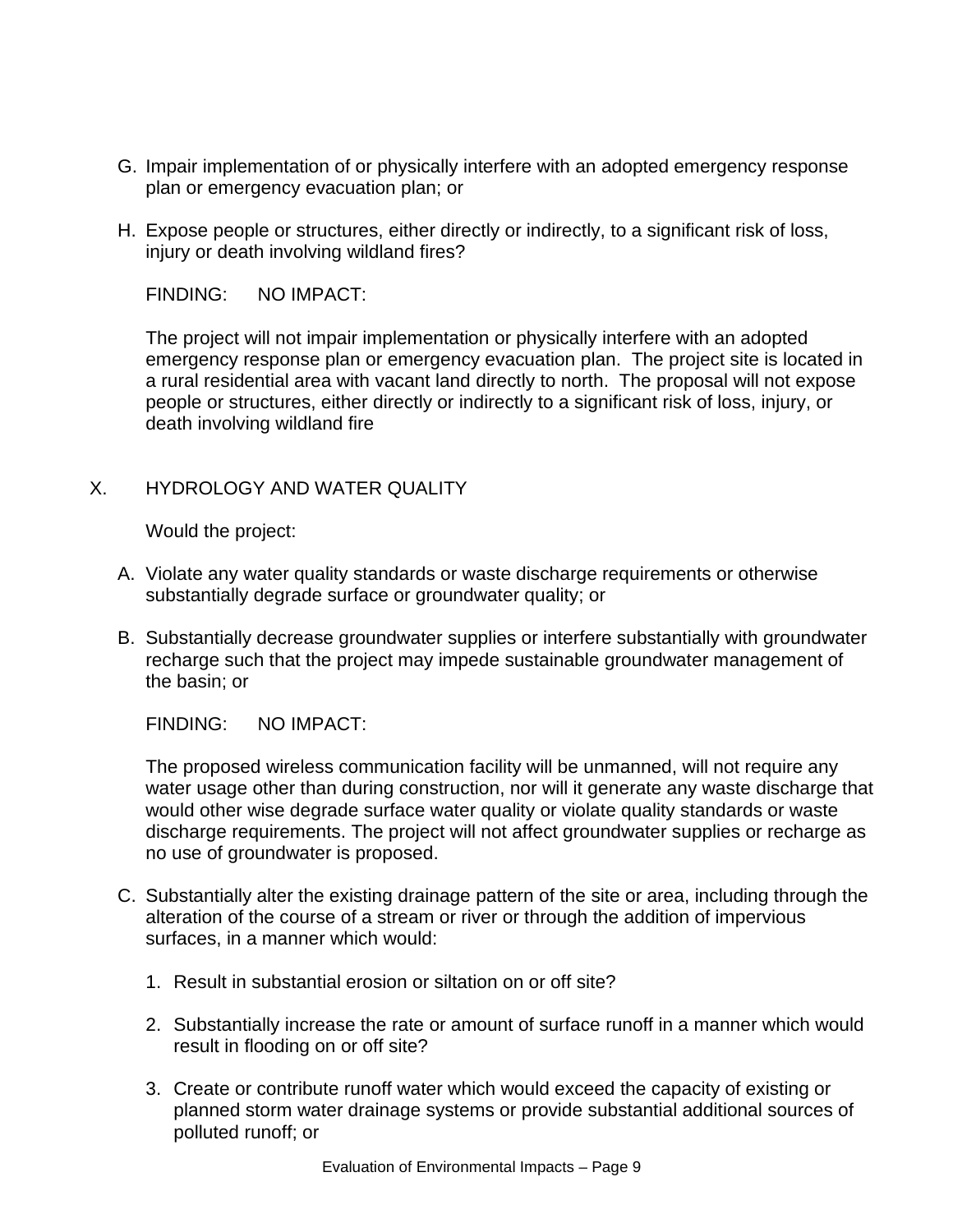G. Impair implementation of or physically interfere with an adopted emergency response plan or emergency evacuation plan; or

H. Expose people or structures, either directly or indirectly, to a significant risk of loss, injury or death involving wildland fires?

FINDING: NO IMPACT:

The project will not impair implementation or physically interfere with an adopted emergency response plan or emergency evacuation plan. The project site is located in a rural residential area with vacant land directly to north. The proposal will not expose people or structures, either directly or indirectly to a significant risk of loss, injury, or death involving wildland fire

## X. HYDROLOGY AND WATER QUALITY

Would the project:

A. Violate any water quality standards or waste discharge requirements or otherwise substantially degrade surface or groundwater quality; or

B. Substantially decrease groundwater supplies or interfere substantially with groundwater recharge such that the project may impede sustainable groundwater management of the basin; or

FINDING: NO IMPACT:

The proposed wireless communication facility will be unmanned, will not require any water usage other than during construction, nor will it generate any waste discharge that would other wise degrade surface water quality or violate quality standards or waste discharge requirements. The project will not affect groundwater supplies or recharge as no use of groundwater is proposed.

C. Substantially alter the existing drainage pattern of the site or area, including through the alteration of the course of a stream or river or through the addition of impervious surfaces, in a manner which would:

1. Result in substantial erosion or siltation on or off site?

2. Substantially increase the rate or amount of surface runoff in a manner which would result in flooding on or off site?

3. Create or contribute runoff water which would exceed the capacity of existing or planned storm water drainage systems or provide substantial additional sources of polluted runoff; or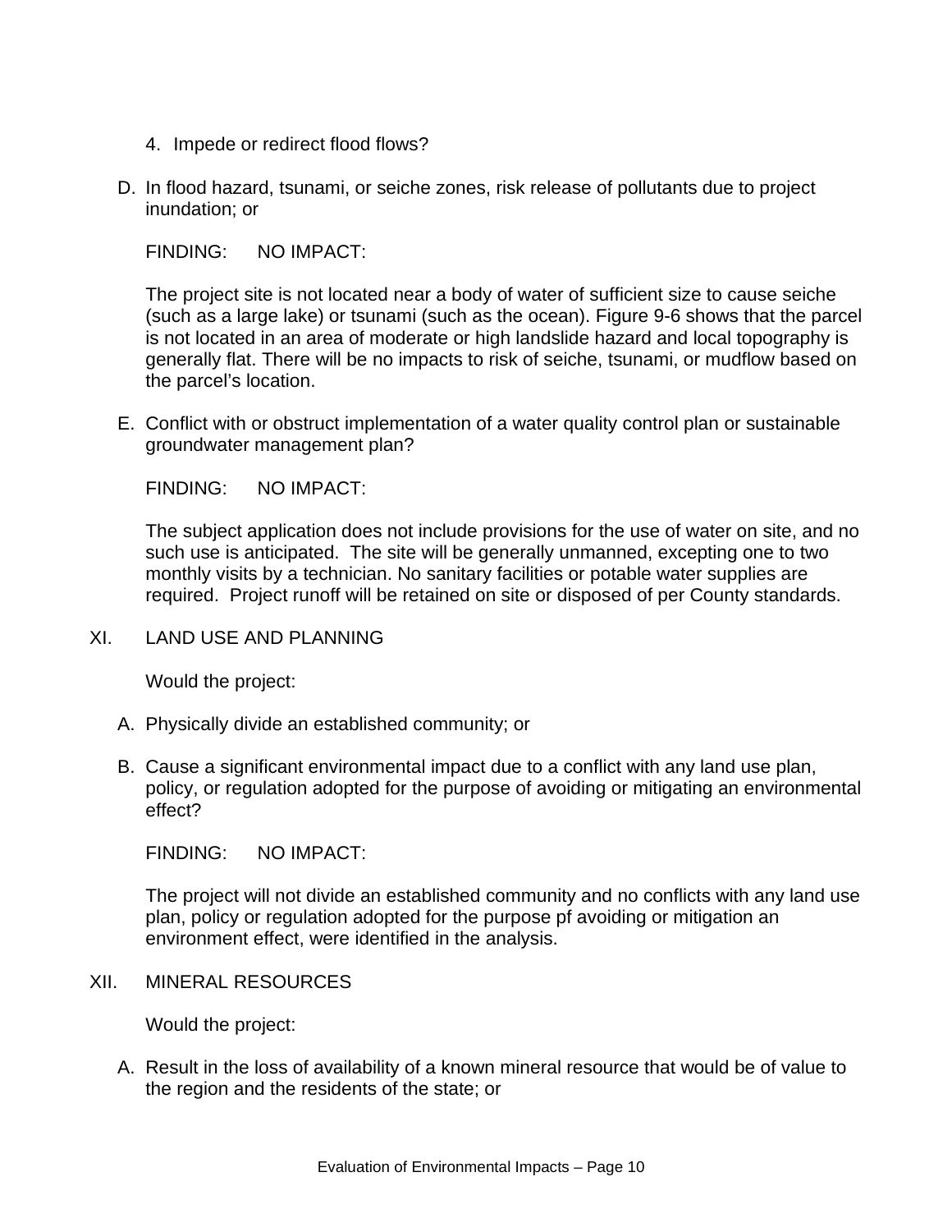4. Impede or redirect flood flows?

D. In flood hazard, tsunami, or seiche zones, risk release of pollutants due to project inundation; or

FINDING: NO IMPACT:

The project site is not located near a body of water of sufficient size to cause seiche (such as a large lake) or tsunami (such as the ocean). Figure 9-6 shows that the parcel is not located in an area of moderate or high landslide hazard and local topography is generally flat. There will be no impacts to risk of seiche, tsunami, or mudflow based on the parcel's location.

E. Conflict with or obstruct implementation of a water quality control plan or sustainable groundwater management plan?

FINDING: NO IMPACT:

The subject application does not include provisions for the use of water on site, and no such use is anticipated. The site will be generally unmanned, excepting one to two monthly visits by a technician. No sanitary facilities or potable water supplies are required. Project runoff will be retained on site or disposed of per County standards.

## XI. LAND USE AND PLANNING

Would the project:

A. Physically divide an established community; or

B. Cause a significant environmental impact due to a conflict with any land use plan, policy, or regulation adopted for the purpose of avoiding or mitigating an environmental effect?

FINDING: NO IMPACT:

The project will not divide an established community and no conflicts with any land use plan, policy or regulation adopted for the purpose pf avoiding or mitigation an environment effect, were identified in the analysis.

## XII. MINERAL RESOURCES

Would the project:

A. Result in the loss of availability of a known mineral resource that would be of value to the region and the residents of the state; or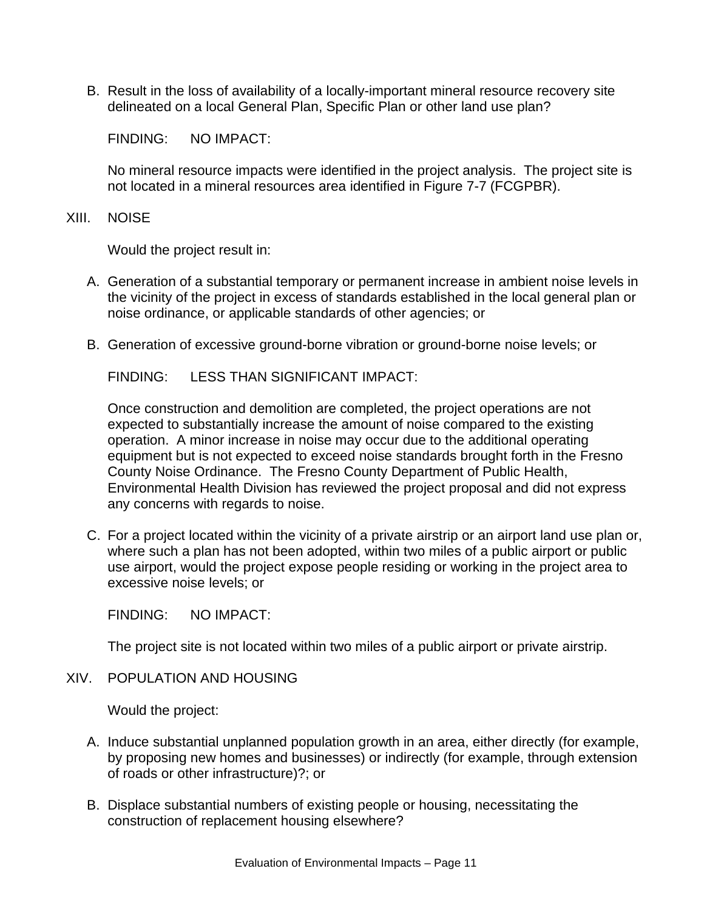B. Result in the loss of availability of a locally-important mineral resource recovery site delineated on a local General Plan, Specific Plan or other land use plan?

FINDING: NO IMPACT:

No mineral resource impacts were identified in the project analysis. The project site is not located in a mineral resources area identified in Figure 7-7 (FCGPBR).

## XIII. NOISE

Would the project result in:

A. Generation of a substantial temporary or permanent increase in ambient noise levels in the vicinity of the project in excess of standards established in the local general plan or noise ordinance, or applicable standards of other agencies; or

B. Generation of excessive ground-borne vibration or ground-borne noise levels; or

FINDING: LESS THAN SIGNIFICANT IMPACT:

Once construction and demolition are completed, the project operations are not expected to substantially increase the amount of noise compared to the existing operation. A minor increase in noise may occur due to the additional operating equipment but is not expected to exceed noise standards brought forth in the Fresno County Noise Ordinance. The Fresno County Department of Public Health, Environmental Health Division has reviewed the project proposal and did not express any concerns with regards to noise.

C. For a project located within the vicinity of a private airstrip or an airport land use plan or, where such a plan has not been adopted, within two miles of a public airport or public use airport, would the project expose people residing or working in the project area to excessive noise levels; or

FINDING: NO IMPACT:

The project site is not located within two miles of a public airport or private airstrip.

## XIV. POPULATION AND HOUSING

Would the project:

A. Induce substantial unplanned population growth in an area, either directly (for example, by proposing new homes and businesses) or indirectly (for example, through extension of roads or other infrastructure)?; or

B. Displace substantial numbers of existing people or housing, necessitating the construction of replacement housing elsewhere?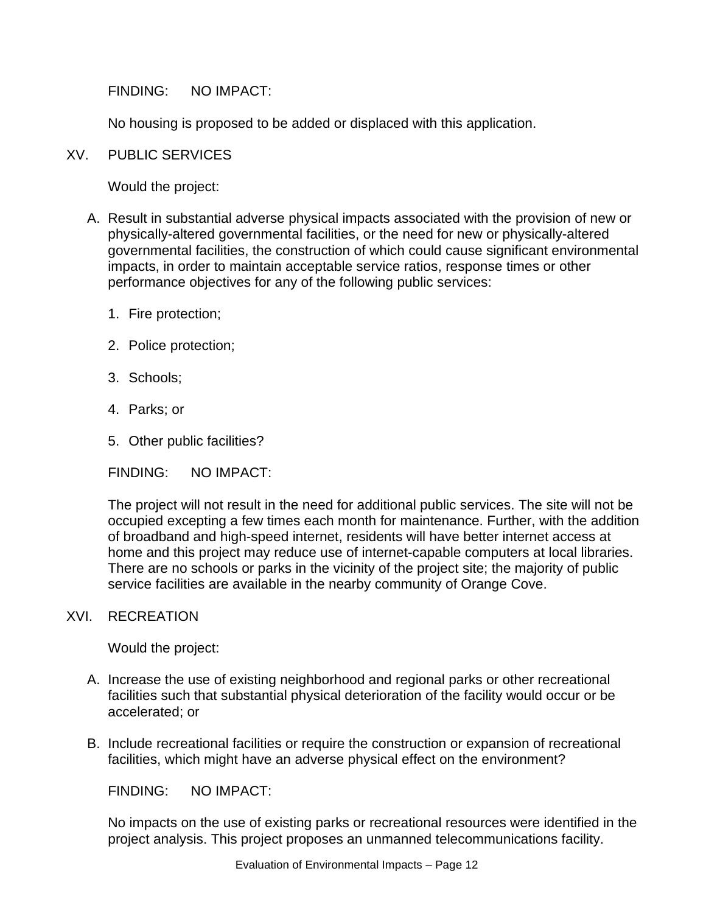FINDING: NO IMPACT:

No housing is proposed to be added or displaced with this application.

## XV. PUBLIC SERVICES

Would the project:

A. Result in substantial adverse physical impacts associated with the provision of new or physically-altered governmental facilities, or the need for new or physically-altered governmental facilities, the construction of which could cause significant environmental impacts, in order to maintain acceptable service ratios, response times or other performance objectives for any of the following public services:

   1. Fire protection;

   2. Police protection;

   3. Schools;

   4. Parks; or

   5. Other public facilities?

FINDING: NO IMPACT:

The project will not result in the need for additional public services. The site will not be occupied excepting a few times each month for maintenance. Further, with the addition of broadband and high-speed internet, residents will have better internet access at home and this project may reduce use of internet-capable computers at local libraries. There are no schools or parks in the vicinity of the project site; the majority of public service facilities are available in the nearby community of Orange Cove.

## XVI. RECREATION

Would the project:

A. Increase the use of existing neighborhood and regional parks or other recreational facilities such that substantial physical deterioration of the facility would occur or be accelerated; or

B. Include recreational facilities or require the construction or expansion of recreational facilities, which might have an adverse physical effect on the environment?

FINDING: NO IMPACT:

No impacts on the use of existing parks or recreational resources were identified in the project analysis. This project proposes an unmanned telecommunications facility.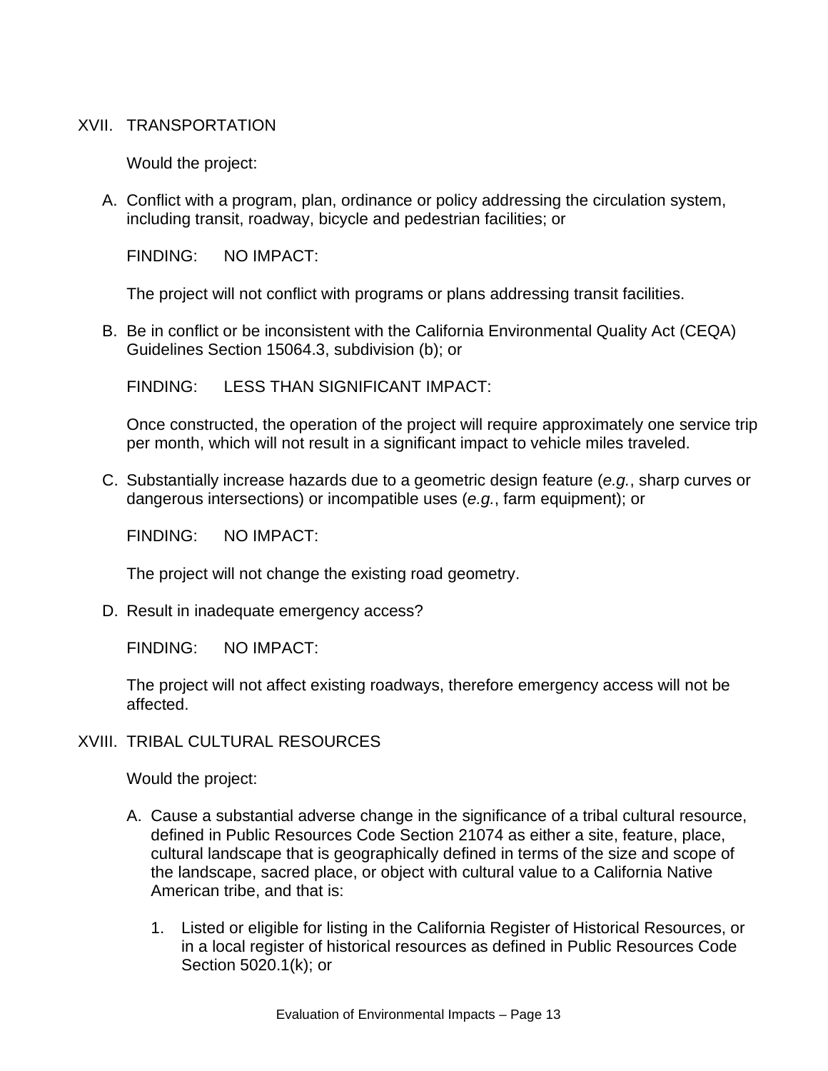## XVII. TRANSPORTATION

Would the project:

A. Conflict with a program, plan, ordinance or policy addressing the circulation system, including transit, roadway, bicycle and pedestrian facilities; or

FINDING: NO IMPACT:

The project will not conflict with programs or plans addressing transit facilities.

B. Be in conflict or be inconsistent with the California Environmental Quality Act (CEQA) Guidelines Section 15064.3, subdivision (b); or

FINDING: LESS THAN SIGNIFICANT IMPACT:

Once constructed, the operation of the project will require approximately one service trip per month, which will not result in a significant impact to vehicle miles traveled.

C. Substantially increase hazards due to a geometric design feature (*e.g.*, sharp curves or dangerous intersections) or incompatible uses (*e.g.*, farm equipment); or

FINDING: NO IMPACT:

The project will not change the existing road geometry.

D. Result in inadequate emergency access?

FINDING: NO IMPACT:

The project will not affect existing roadways, therefore emergency access will not be affected.

## XVIII. TRIBAL CULTURAL RESOURCES

Would the project:

A. Cause a substantial adverse change in the significance of a tribal cultural resource, defined in Public Resources Code Section 21074 as either a site, feature, place, cultural landscape that is geographically defined in terms of the size and scope of the landscape, sacred place, or object with cultural value to a California Native American tribe, and that is:

1. Listed or eligible for listing in the California Register of Historical Resources, or in a local register of historical resources as defined in Public Resources Code Section 5020.1(k); or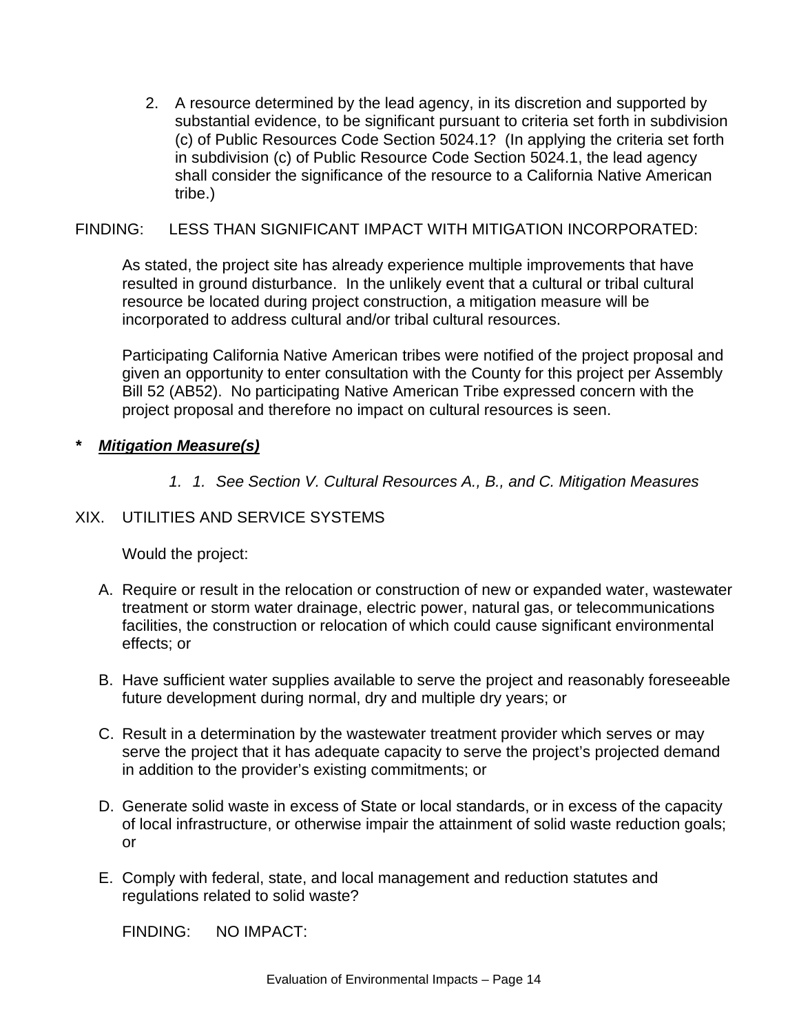2. A resource determined by the lead agency, in its discretion and supported by substantial evidence, to be significant pursuant to criteria set forth in subdivision (c) of Public Resources Code Section 5024.1? (In applying the criteria set forth in subdivision (c) of Public Resource Code Section 5024.1, the lead agency shall consider the significance of the resource to a California Native American tribe.)

FINDING: LESS THAN SIGNIFICANT IMPACT WITH MITIGATION INCORPORATED:

As stated, the project site has already experience multiple improvements that have resulted in ground disturbance. In the unlikely event that a cultural or tribal cultural resource be located during project construction, a mitigation measure will be incorporated to address cultural and/or tribal cultural resources.

Participating California Native American tribes were notified of the project proposal and given an opportunity to enter consultation with the County for this project per Assembly Bill 52 (AB52). No participating Native American Tribe expressed concern with the project proposal and therefore no impact on cultural resources is seen.

**\*** ***<u>Mitigation Measure(s)</u>***

*1. 1. See Section V. Cultural Resources A., B., and C. Mitigation Measures*

XIX. UTILITIES AND SERVICE SYSTEMS

Would the project:

A. Require or result in the relocation or construction of new or expanded water, wastewater treatment or storm water drainage, electric power, natural gas, or telecommunications facilities, the construction or relocation of which could cause significant environmental effects; or

B. Have sufficient water supplies available to serve the project and reasonably foreseeable future development during normal, dry and multiple dry years; or

C. Result in a determination by the wastewater treatment provider which serves or may serve the project that it has adequate capacity to serve the project's projected demand in addition to the provider's existing commitments; or

D. Generate solid waste in excess of State or local standards, or in excess of the capacity of local infrastructure, or otherwise impair the attainment of solid waste reduction goals; or

E. Comply with federal, state, and local management and reduction statutes and regulations related to solid waste?

FINDING: NO IMPACT: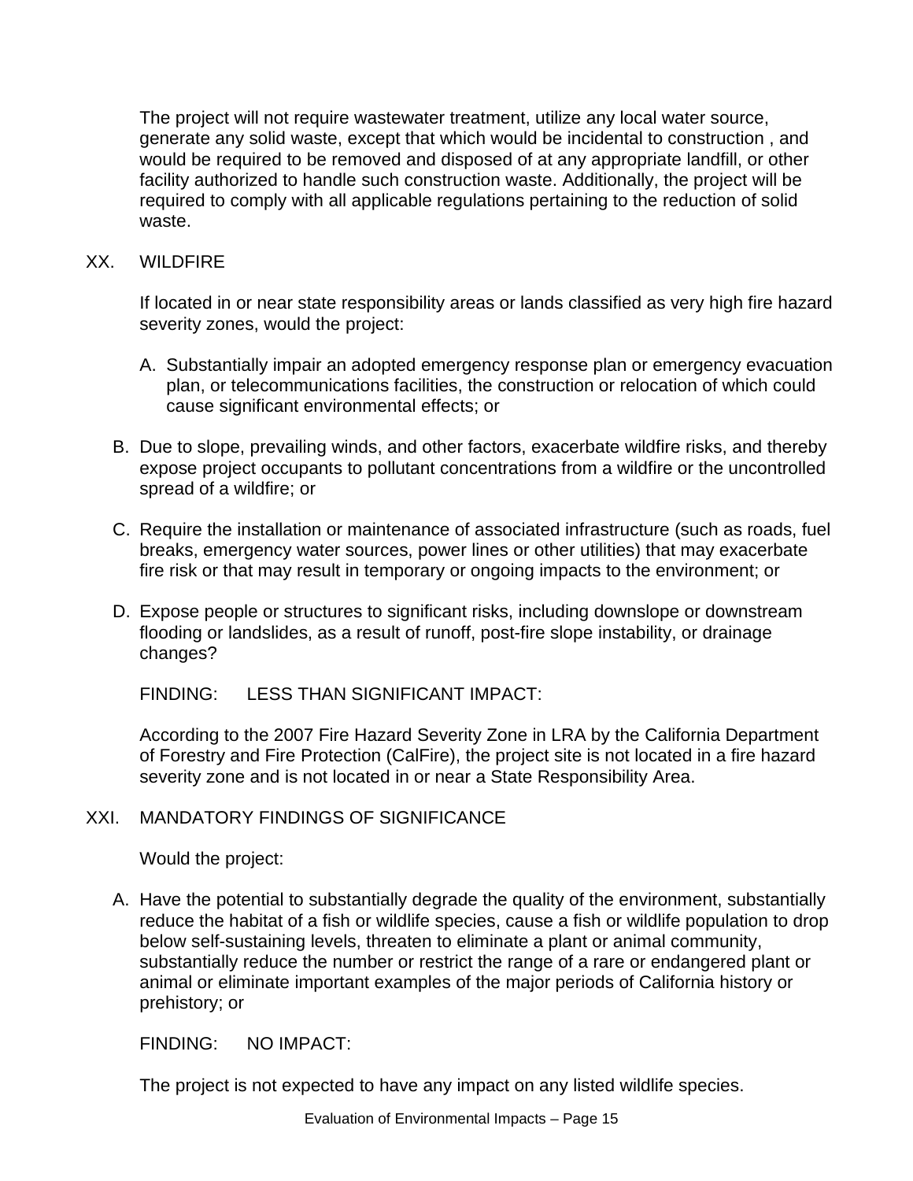The project will not require wastewater treatment, utilize any local water source, generate any solid waste, except that which would be incidental to construction , and would be required to be removed and disposed of at any appropriate landfill, or other facility authorized to handle such construction waste. Additionally, the project will be required to comply with all applicable regulations pertaining to the reduction of solid waste.

## XX. WILDFIRE

If located in or near state responsibility areas or lands classified as very high fire hazard severity zones, would the project:

A. Substantially impair an adopted emergency response plan or emergency evacuation plan, or telecommunications facilities, the construction or relocation of which could cause significant environmental effects; or

B. Due to slope, prevailing winds, and other factors, exacerbate wildfire risks, and thereby expose project occupants to pollutant concentrations from a wildfire or the uncontrolled spread of a wildfire; or

C. Require the installation or maintenance of associated infrastructure (such as roads, fuel breaks, emergency water sources, power lines or other utilities) that may exacerbate fire risk or that may result in temporary or ongoing impacts to the environment; or

D. Expose people or structures to significant risks, including downslope or downstream flooding or landslides, as a result of runoff, post-fire slope instability, or drainage changes?

FINDING: LESS THAN SIGNIFICANT IMPACT:

According to the 2007 Fire Hazard Severity Zone in LRA by the California Department of Forestry and Fire Protection (CalFire), the project site is not located in a fire hazard severity zone and is not located in or near a State Responsibility Area.

## XXI. MANDATORY FINDINGS OF SIGNIFICANCE

Would the project:

A. Have the potential to substantially degrade the quality of the environment, substantially reduce the habitat of a fish or wildlife species, cause a fish or wildlife population to drop below self-sustaining levels, threaten to eliminate a plant or animal community, substantially reduce the number or restrict the range of a rare or endangered plant or animal or eliminate important examples of the major periods of California history or prehistory; or

FINDING: NO IMPACT:

The project is not expected to have any impact on any listed wildlife species.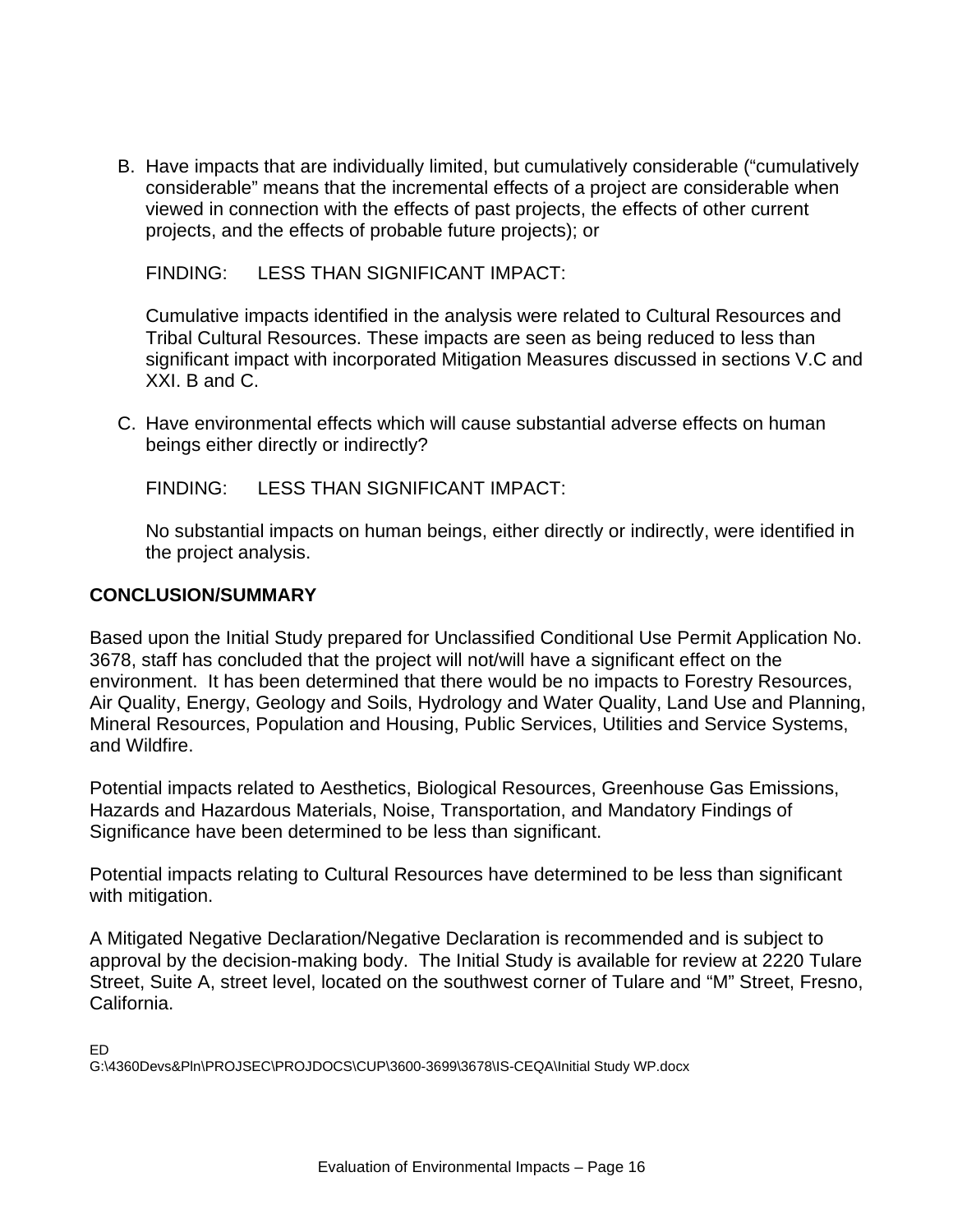B. Have impacts that are individually limited, but cumulatively considerable ("cumulatively considerable" means that the incremental effects of a project are considerable when viewed in connection with the effects of past projects, the effects of other current projects, and the effects of probable future projects); or

   FINDING: LESS THAN SIGNIFICANT IMPACT:

   Cumulative impacts identified in the analysis were related to Cultural Resources and Tribal Cultural Resources. These impacts are seen as being reduced to less than significant impact with incorporated Mitigation Measures discussed in sections V.C and XXI. B and C.

C. Have environmental effects which will cause substantial adverse effects on human beings either directly or indirectly?

   FINDING: LESS THAN SIGNIFICANT IMPACT:

   No substantial impacts on human beings, either directly or indirectly, were identified in the project analysis.

**CONCLUSION/SUMMARY**

Based upon the Initial Study prepared for Unclassified Conditional Use Permit Application No. 3678, staff has concluded that the project will not/will have a significant effect on the environment. It has been determined that there would be no impacts to Forestry Resources, Air Quality, Energy, Geology and Soils, Hydrology and Water Quality, Land Use and Planning, Mineral Resources, Population and Housing, Public Services, Utilities and Service Systems, and Wildfire.

Potential impacts related to Aesthetics, Biological Resources, Greenhouse Gas Emissions, Hazards and Hazardous Materials, Noise, Transportation, and Mandatory Findings of Significance have been determined to be less than significant.

Potential impacts relating to Cultural Resources have determined to be less than significant with mitigation.

A Mitigated Negative Declaration/Negative Declaration is recommended and is subject to approval by the decision-making body. The Initial Study is available for review at 2220 Tulare Street, Suite A, street level, located on the southwest corner of Tulare and "M" Street, Fresno, California.

ED
G:\4360Devs&Pln\PROJSEC\PROJDOCS\CUP\3600-3699\3678\IS-CEQA\Initial Study WP.docx